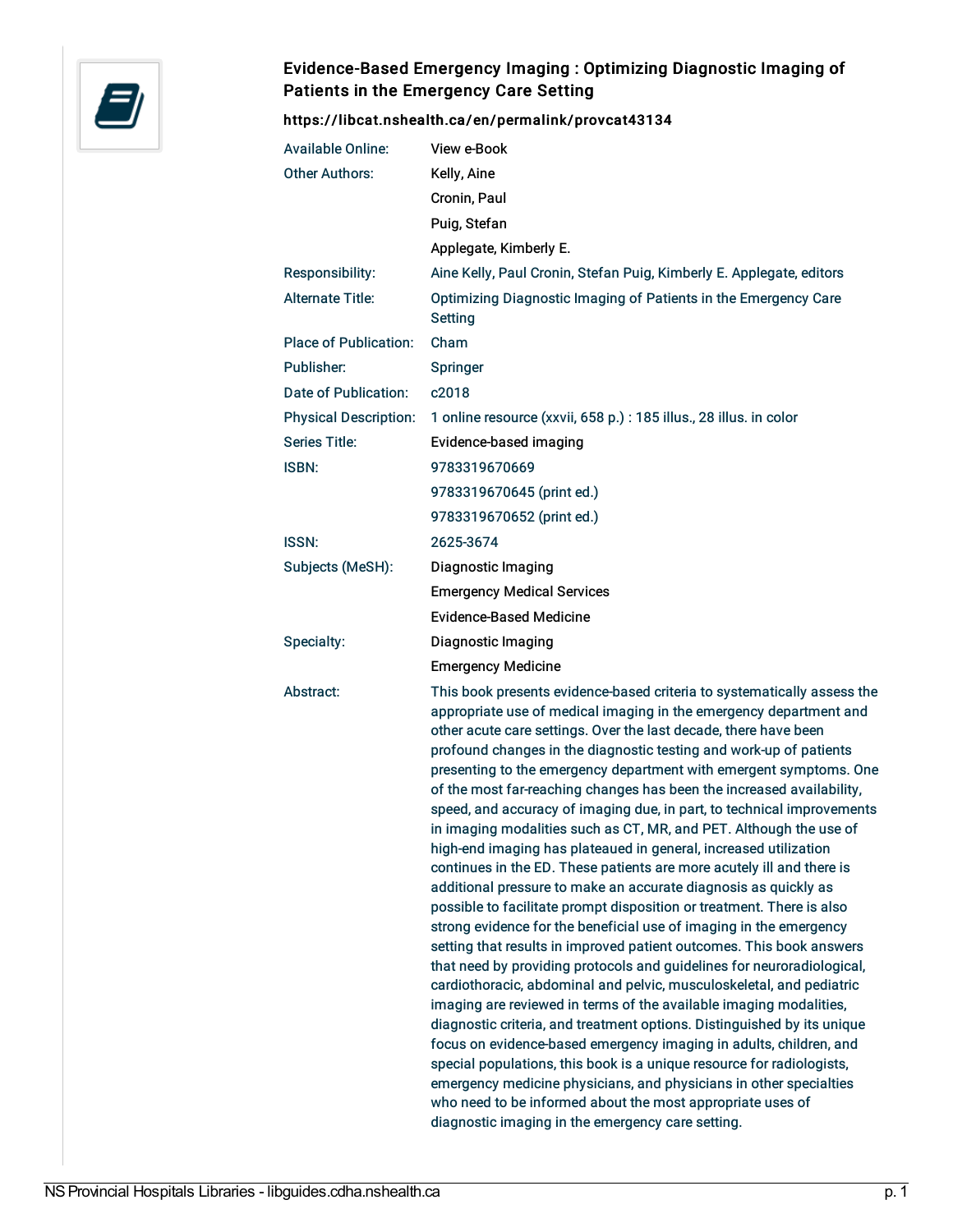# Evidence-Based Emergency Imaging : Optimizing Diagnostic Imaging of Patients in the Emergency Care Setting

**https://libcat.nshealth.ca/en/permalink/provcat43134**

| | |
|---|---|
| Available Online: | View e-Book |
| Other Authors: | Kelly, Aine |
| | Cronin, Paul |
| | Puig, Stefan |
| | Applegate, Kimberly E. |
| Responsibility: | Aine Kelly, Paul Cronin, Stefan Puig, Kimberly E. Applegate, editors |
| Alternate Title: | Optimizing Diagnostic Imaging of Patients in the Emergency Care Setting |
| Place of Publication: | Cham |
| Publisher: | Springer |
| Date of Publication: | c2018 |
| Physical Description: | 1 online resource (xxvii, 658 p.) : 185 illus., 28 illus. in color |
| Series Title: | Evidence-based imaging |
| ISBN: | 9783319670669 |
| | 9783319670645 (print ed.) |
| | 9783319670652 (print ed.) |
| ISSN: | 2625-3674 |
| Subjects (MeSH): | Diagnostic Imaging |
| | Emergency Medical Services |
| | Evidence-Based Medicine |
| Specialty: | Diagnostic Imaging |
| | Emergency Medicine |
| Abstract: | This book presents evidence-based criteria to systematically assess the appropriate use of medical imaging in the emergency department and other acute care settings. Over the last decade, there have been profound changes in the diagnostic testing and work-up of patients presenting to the emergency department with emergent symptoms. One of the most far-reaching changes has been the increased availability, speed, and accuracy of imaging due, in part, to technical improvements in imaging modalities such as CT, MR, and PET. Although the use of high-end imaging has plateaued in general, increased utilization continues in the ED. These patients are more acutely ill and there is additional pressure to make an accurate diagnosis as quickly as possible to facilitate prompt disposition or treatment. There is also strong evidence for the beneficial use of imaging in the emergency setting that results in improved patient outcomes. This book answers that need by providing protocols and guidelines for neuroradiological, cardiothoracic, abdominal and pelvic, musculoskeletal, and pediatric imaging are reviewed in terms of the available imaging modalities, diagnostic criteria, and treatment options. Distinguished by its unique focus on evidence-based emergency imaging in adults, children, and special populations, this book is a unique resource for radiologists, emergency medicine physicians, and physicians in other specialties who need to be informed about the most appropriate uses of diagnostic imaging in the emergency care setting. |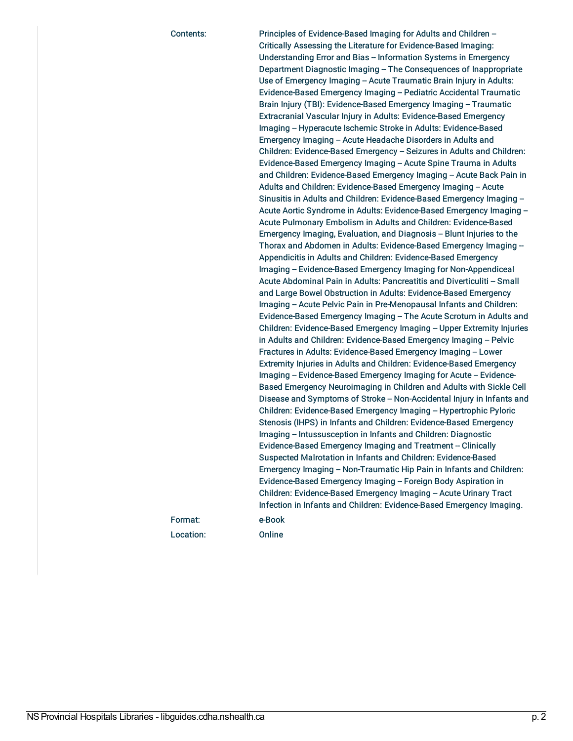Contents: Principles of Evidence-Based Imaging for Adults and Children -- Critically Assessing the Literature for Evidence-Based Imaging: Understanding Error and Bias -- Information Systems in Emergency Department Diagnostic Imaging -- The Consequences of Inappropriate Use of Emergency Imaging -- Acute Traumatic Brain Injury in Adults: Evidence-Based Emergency Imaging -- Pediatric Accidental Traumatic Brain Injury (TBI): Evidence-Based Emergency Imaging -- Traumatic Extracranial Vascular Injury in Adults: Evidence-Based Emergency Imaging -- Hyperacute Ischemic Stroke in Adults: Evidence-Based Emergency Imaging -- Acute Headache Disorders in Adults and Children: Evidence-Based Emergency -- Seizures in Adults and Children: Evidence-Based Emergency Imaging -- Acute Spine Trauma in Adults and Children: Evidence-Based Emergency Imaging -- Acute Back Pain in Adults and Children: Evidence-Based Emergency Imaging -- Acute Sinusitis in Adults and Children: Evidence-Based Emergency Imaging -- Acute Aortic Syndrome in Adults: Evidence-Based Emergency Imaging -- Acute Pulmonary Embolism in Adults and Children: Evidence-Based Emergency Imaging, Evaluation, and Diagnosis -- Blunt Injuries to the Thorax and Abdomen in Adults: Evidence-Based Emergency Imaging -- Appendicitis in Adults and Children: Evidence-Based Emergency Imaging -- Evidence-Based Emergency Imaging for Non-Appendiceal Acute Abdominal Pain in Adults: Pancreatitis and Diverticuliti -- Small and Large Bowel Obstruction in Adults: Evidence-Based Emergency Imaging -- Acute Pelvic Pain in Pre-Menopausal Infants and Children: Evidence-Based Emergency Imaging -- The Acute Scrotum in Adults and Children: Evidence-Based Emergency Imaging -- Upper Extremity Injuries in Adults and Children: Evidence-Based Emergency Imaging -- Pelvic Fractures in Adults: Evidence-Based Emergency Imaging -- Lower Extremity Injuries in Adults and Children: Evidence-Based Emergency Imaging -- Evidence-Based Emergency Imaging for Acute -- Evidence-Based Emergency Neuroimaging in Children and Adults with Sickle Cell Disease and Symptoms of Stroke -- Non-Accidental Injury in Infants and Children: Evidence-Based Emergency Imaging -- Hypertrophic Pyloric Stenosis (IHPS) in Infants and Children: Evidence-Based Emergency Imaging -- Intussusception in Infants and Children: Diagnostic Evidence-Based Emergency Imaging and Treatment -- Clinically Suspected Malrotation in Infants and Children: Evidence-Based Emergency Imaging -- Non-Traumatic Hip Pain in Infants and Children: Evidence-Based Emergency Imaging -- Foreign Body Aspiration in Children: Evidence-Based Emergency Imaging -- Acute Urinary Tract Infection in Infants and Children: Evidence-Based Emergency Imaging.

Format: e-Book

Location: Online